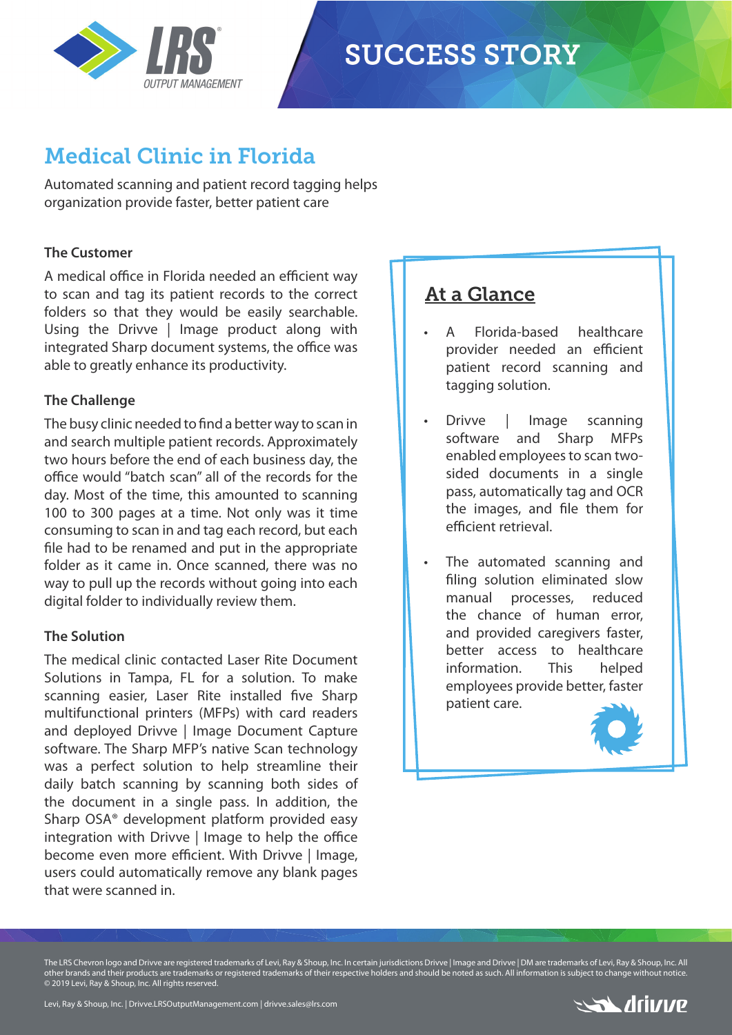# SUCCESS STORY

## Medical Clinic in Florida

Automated scanning and patient record tagging helps organization provide faster, better patient care

### The Customer

A medical office in Florida needed an efficient way to scan and tag its patient records to the correct folders so that they would be easily searchable. Using the Drivve | Image product along with integrated Sharp document systems, the office was able to greatly enhance its productivity.

### The Challenge

The busy clinic needed to find a better way to scan in and search multiple patient records. Approximately two hours before the end of each business day, the office would "batch scan" all of the records for the day. Most of the time, this amounted to scanning 100 to 300 pages at a time. Not only was it time consuming to scan in and tag each record, but each file had to be renamed and put in the appropriate folder as it came in. Once scanned, there was no way to pull up the records without going into each digital folder to individually review them.

### The Solution

The medical clinic contacted Laser Rite Document Solutions in Tampa, FL for a solution. To make scanning easier, Laser Rite installed five Sharp multifunctional printers (MFPs) with card readers and deployed Drivve | Image Document Capture software. The Sharp MFP's native Scan technology was a perfect solution to help streamline their daily batch scanning by scanning both sides of the document in a single pass. In addition, the Sharp OSA® development platform provided easy integration with Drivve | Image to help the office become even more efficient. With Drivve | Image, users could automatically remove any blank pages that were scanned in.

### At a Glance

- A Florida-based healthcare provider needed an efficient patient record scanning and tagging solution.
- Drivve | Image scanning software and Sharp MFPs enabled employees to scan two-sided documents in a single pass, automatically tag and OCR the images, and file them for efficient retrieval.
- The automated scanning and filing solution eliminated slow manual processes, reduced the chance of human error, and provided caregivers faster, better access to healthcare information. This helped employees provide better, faster patient care.

The LRS Chevron logo and Drivve are registered trademarks of Levi, Ray & Shoup, Inc. In certain jurisdictions Drivve | Image and Drivve | DM are trademarks of Levi, Ray & Shoup, Inc. All other brands and their products are trademarks or registered trademarks of their respective holders and should be noted as such. All information is subject to change without notice. © 2019 Levi, Ray & Shoup, Inc. All rights reserved.

Levi, Ray & Shoup, Inc. | Drivve.LRSOutputManagement.com | drivve.sales@lrs.com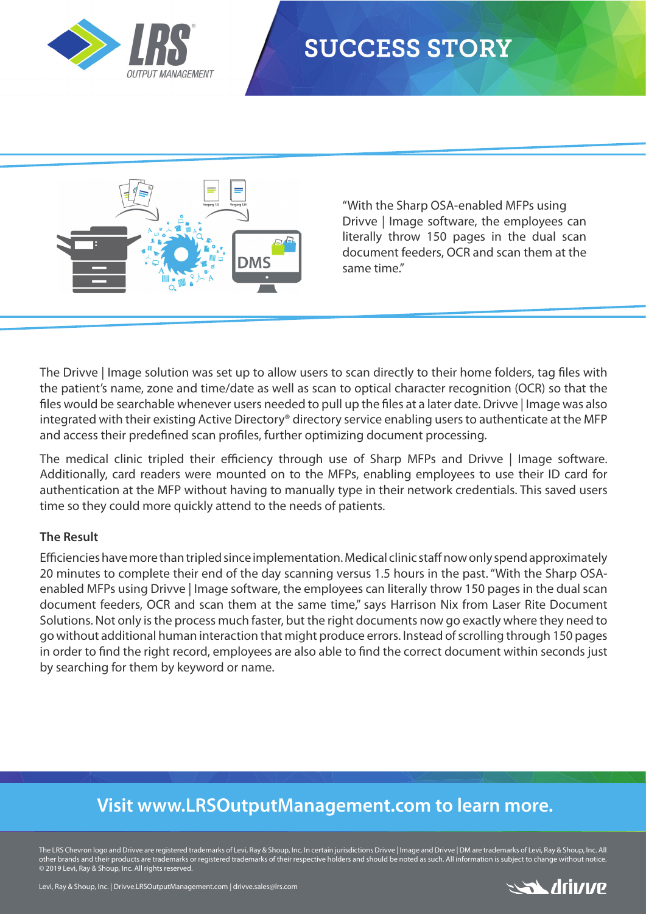# SUCCESS STORY

"With the Sharp OSA-enabled MFPs using Drivve | Image software, the employees can literally throw 150 pages in the dual scan document feeders, OCR and scan them at the same time."

The Drivve | Image solution was set up to allow users to scan directly to their home folders, tag files with the patient's name, zone and time/date as well as scan to optical character recognition (OCR) so that the files would be searchable whenever users needed to pull up the files at a later date. Drivve | Image was also integrated with their existing Active Directory® directory service enabling users to authenticate at the MFP and access their predefined scan profiles, further optimizing document processing.

The medical clinic tripled their efficiency through use of Sharp MFPs and Drivve | Image software. Additionally, card readers were mounted on to the MFPs, enabling employees to use their ID card for authentication at the MFP without having to manually type in their network credentials. This saved users time so they could more quickly attend to the needs of patients.

### The Result

Efficiencies have more than tripled since implementation. Medical clinic staff now only spend approximately 20 minutes to complete their end of the day scanning versus 1.5 hours in the past. "With the Sharp OSA-enabled MFPs using Drivve | Image software, the employees can literally throw 150 pages in the dual scan document feeders, OCR and scan them at the same time," says Harrison Nix from Laser Rite Document Solutions. Not only is the process much faster, but the right documents now go exactly where they need to go without additional human interaction that might produce errors. Instead of scrolling through 150 pages in order to find the right record, employees are also able to find the correct document within seconds just by searching for them by keyword or name.

## Visit www.LRSOutputManagement.com to learn more.

The LRS Chevron logo and Drivve are registered trademarks of Levi, Ray & Shoup, Inc. In certain jurisdictions Drivve | Image and Drivve | DM are trademarks of Levi, Ray & Shoup, Inc. All other brands and their products are trademarks or registered trademarks of their respective holders and should be noted as such. All information is subject to change without notice. © 2019 Levi, Ray & Shoup, Inc. All rights reserved.

Levi, Ray & Shoup, Inc. | Drivve.LRSOutputManagement.com | drivve.sales@lrs.com